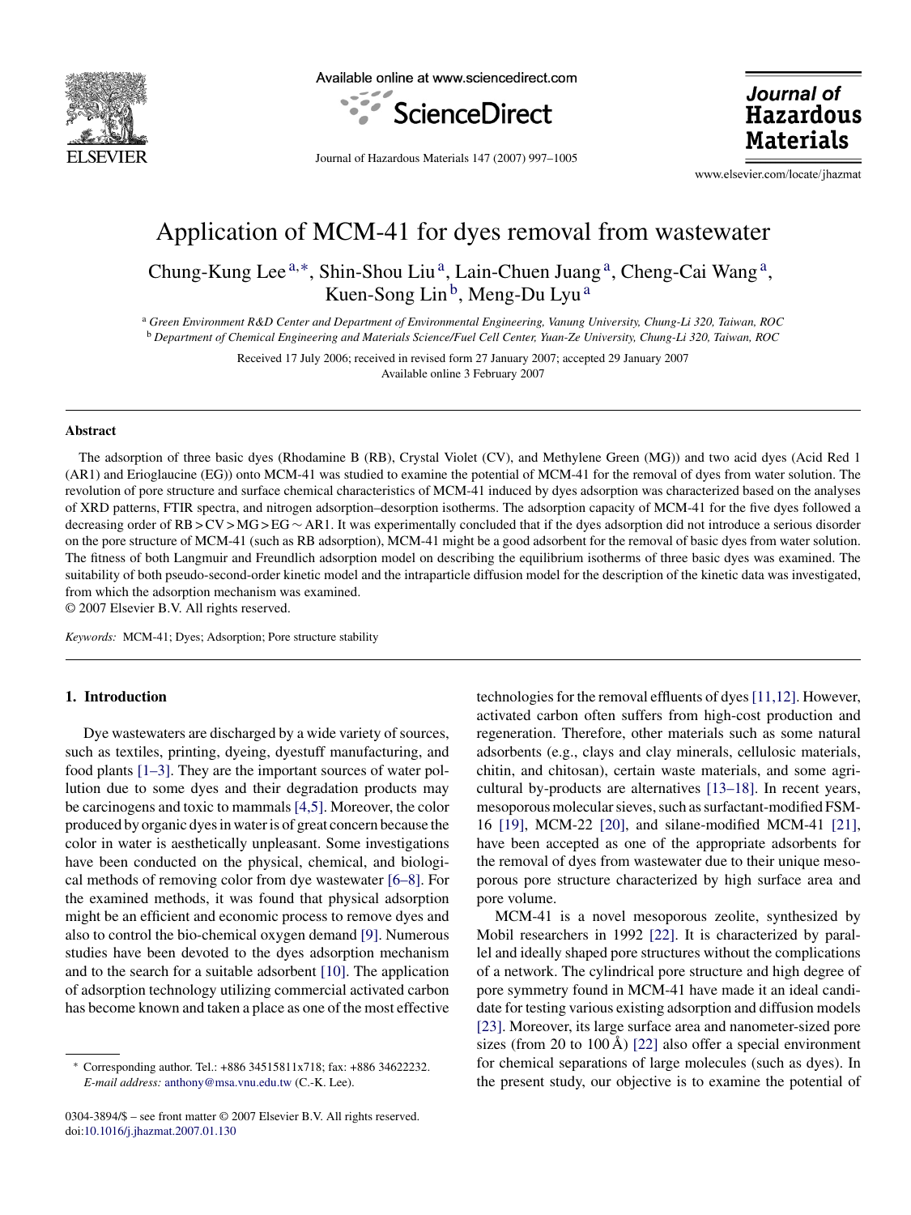# Application of MCM-41 for dyes removal from wastewater

Chung-Kung Lee[a,*], Shin-Shou Liu[a], Lain-Chuen Juang[a], Cheng-Cai Wang[a], Kuen-Song Lin[b], Meng-Du Lyu[a]

[a] *Green Environment R&D Center and Department of Environmental Engineering, Vanung University, Chung-Li 320, Taiwan, ROC*

[b] *Department of Chemical Engineering and Materials Science/Fuel Cell Center, Yuan-Ze University, Chung-Li 320, Taiwan, ROC*

Received 17 July 2006; received in revised form 27 January 2007; accepted 29 January 2007

Available online 3 February 2007

## Abstract

The adsorption of three basic dyes (Rhodamine B (RB), Crystal Violet (CV), and Methylene Green (MG)) and two acid dyes (Acid Red 1 (AR1) and Erioglaucine (EG)) onto MCM-41 was studied to examine the potential of MCM-41 for the removal of dyes from water solution. The revolution of pore structure and surface chemical characteristics of MCM-41 induced by dyes adsorption was characterized based on the analyses of XRD patterns, FTIR spectra, and nitrogen adsorption–desorption isotherms. The adsorption capacity of MCM-41 for the five dyes followed a decreasing order of RB > CV > MG > EG ∼ AR1. It was experimentally concluded that if the dyes adsorption did not introduce a serious disorder on the pore structure of MCM-41 (such as RB adsorption), MCM-41 might be a good adsorbent for the removal of basic dyes from water solution. The fitness of both Langmuir and Freundlich adsorption model on describing the equilibrium isotherms of three basic dyes was examined. The suitability of both pseudo-second-order kinetic model and the intraparticle diffusion model for the description of the kinetic data was investigated, from which the adsorption mechanism was examined.

© 2007 Elsevier B.V. All rights reserved.

*Keywords:* MCM-41; Dyes; Adsorption; Pore structure stability

## 1. Introduction

Dye wastewaters are discharged by a wide variety of sources, such as textiles, printing, dyeing, dyestuff manufacturing, and food plants [1–3]. They are the important sources of water pollution due to some dyes and their degradation products may be carcinogens and toxic to mammals [4,5]. Moreover, the color produced by organic dyes in water is of great concern because the color in water is aesthetically unpleasant. Some investigations have been conducted on the physical, chemical, and biological methods of removing color from dye wastewater [6–8]. For the examined methods, it was found that physical adsorption might be an efficient and economic process to remove dyes and also to control the bio-chemical oxygen demand [9]. Numerous studies have been devoted to the dyes adsorption mechanism and to the search for a suitable adsorbent [10]. The application of adsorption technology utilizing commercial activated carbon has become known and taken a place as one of the most effective technologies for the removal effluents of dyes [11,12]. However, activated carbon often suffers from high-cost production and regeneration. Therefore, other materials such as some natural adsorbents (e.g., clays and clay minerals, cellulosic materials, chitin, and chitosan), certain waste materials, and some agricultural by-products are alternatives [13–18]. In recent years, mesoporous molecular sieves, such as surfactant-modified FSM-16 [19], MCM-22 [20], and silane-modified MCM-41 [21], have been accepted as one of the appropriate adsorbents for the removal of dyes from wastewater due to their unique mesoporous pore structure characterized by high surface area and pore volume.

MCM-41 is a novel mesoporous zeolite, synthesized by Mobil researchers in 1992 [22]. It is characterized by parallel and ideally shaped pore structures without the complications of a network. The cylindrical pore structure and high degree of pore symmetry found in MCM-41 have made it an ideal candidate for testing various existing adsorption and diffusion models [23]. Moreover, its large surface area and nanometer-sized pore sizes (from 20 to 100 Å) [22] also offer a special environment for chemical separations of large molecules (such as dyes). In the present study, our objective is to examine the potential of

* Corresponding author. Tel.: +886 34515811x718; fax: +886 34622232. *E-mail address:* anthony@msa.vnu.edu.tw (C.-K. Lee).

0304-3894/$ – see front matter © 2007 Elsevier B.V. All rights reserved.
doi:10.1016/j.jhazmat.2007.01.130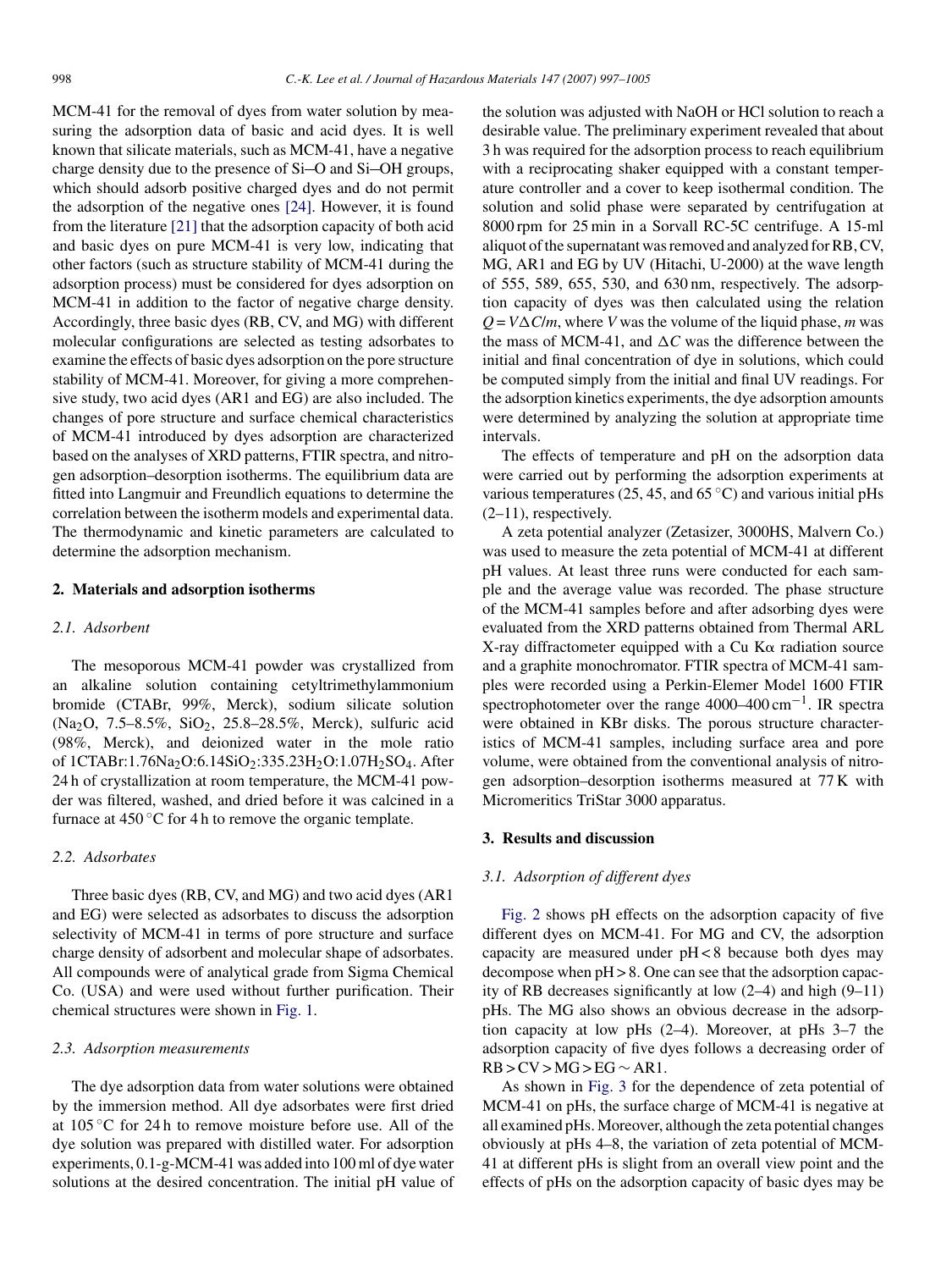MCM-41 for the removal of dyes from water solution by measuring the adsorption data of basic and acid dyes. It is well known that silicate materials, such as MCM-41, have a negative charge density due to the presence of Si–O and Si–OH groups, which should adsorb positive charged dyes and do not permit the adsorption of the negative ones [24]. However, it is found from the literature [21] that the adsorption capacity of both acid and basic dyes on pure MCM-41 is very low, indicating that other factors (such as structure stability of MCM-41 during the adsorption process) must be considered for dyes adsorption on MCM-41 in addition to the factor of negative charge density. Accordingly, three basic dyes (RB, CV, and MG) with different molecular configurations are selected as testing adsorbates to examine the effects of basic dyes adsorption on the pore structure stability of MCM-41. Moreover, for giving a more comprehensive study, two acid dyes (AR1 and EG) are also included. The changes of pore structure and surface chemical characteristics of MCM-41 introduced by dyes adsorption are characterized based on the analyses of XRD patterns, FTIR spectra, and nitrogen adsorption–desorption isotherms. The equilibrium data are fitted into Langmuir and Freundlich equations to determine the correlation between the isotherm models and experimental data. The thermodynamic and kinetic parameters are calculated to determine the adsorption mechanism.

## 2. Materials and adsorption isotherms

### 2.1. Adsorbent

The mesoporous MCM-41 powder was crystallized from an alkaline solution containing cetyltrimethylammonium bromide (CTABr, 99%, Merck), sodium silicate solution ($Na_2O$, 7.5–8.5%, $SiO_2$, 25.8–28.5%, Merck), sulfuric acid (98%, Merck), and deionized water in the mole ratio of 1CTABr:1.76$Na_2O$:6.14$SiO_2$:335.23$H_2O$:1.07$H_2SO_4$. After 24 h of crystallization at room temperature, the MCM-41 powder was filtered, washed, and dried before it was calcined in a furnace at 450 °C for 4 h to remove the organic template.

### 2.2. Adsorbates

Three basic dyes (RB, CV, and MG) and two acid dyes (AR1 and EG) were selected as adsorbates to discuss the adsorption selectivity of MCM-41 in terms of pore structure and surface charge density of adsorbent and molecular shape of adsorbates. All compounds were of analytical grade from Sigma Chemical Co. (USA) and were used without further purification. Their chemical structures were shown in Fig. 1.

### 2.3. Adsorption measurements

The dye adsorption data from water solutions were obtained by the immersion method. All dye adsorbates were first dried at 105 °C for 24 h to remove moisture before use. All of the dye solution was prepared with distilled water. For adsorption experiments, 0.1-g-MCM-41 was added into 100 ml of dye water solutions at the desired concentration. The initial pH value of the solution was adjusted with NaOH or HCl solution to reach a desirable value. The preliminary experiment revealed that about 3 h was required for the adsorption process to reach equilibrium with a reciprocating shaker equipped with a constant temperature controller and a cover to keep isothermal condition. The solution and solid phase were separated by centrifugation at 8000 rpm for 25 min in a Sorvall RC-5C centrifuge. A 15-ml aliquot of the supernatant was removed and analyzed for RB, CV, MG, AR1 and EG by UV (Hitachi, U-2000) at the wave length of 555, 589, 655, 530, and 630 nm, respectively. The adsorption capacity of dyes was then calculated using the relation $Q = V\Delta C/m$, where $V$ was the volume of the liquid phase, $m$ was the mass of MCM-41, and $\Delta C$ was the difference between the initial and final concentration of dye in solutions, which could be computed simply from the initial and final UV readings. For the adsorption kinetics experiments, the dye adsorption amounts were determined by analyzing the solution at appropriate time intervals.

The effects of temperature and pH on the adsorption data were carried out by performing the adsorption experiments at various temperatures (25, 45, and 65 °C) and various initial pHs (2–11), respectively.

A zeta potential analyzer (Zetasizer, 3000HS, Malvern Co.) was used to measure the zeta potential of MCM-41 at different pH values. At least three runs were conducted for each sample and the average value was recorded. The phase structure of the MCM-41 samples before and after adsorbing dyes were evaluated from the XRD patterns obtained from Thermal ARL X-ray diffractometer equipped with a Cu Kα radiation source and a graphite monochromator. FTIR spectra of MCM-41 samples were recorded using a Perkin-Elemer Model 1600 FTIR spectrophotometer over the range 4000–400 $cm^{-1}$. IR spectra were obtained in KBr disks. The porous structure characteristics of MCM-41 samples, including surface area and pore volume, were obtained from the conventional analysis of nitrogen adsorption–desorption isotherms measured at 77 K with Micromeritics TriStar 3000 apparatus.

## 3. Results and discussion

### 3.1. Adsorption of different dyes

Fig. 2 shows pH effects on the adsorption capacity of five different dyes on MCM-41. For MG and CV, the adsorption capacity are measured under pH < 8 because both dyes may decompose when pH > 8. One can see that the adsorption capacity of RB decreases significantly at low (2–4) and high (9–11) pHs. The MG also shows an obvious decrease in the adsorption capacity at low pHs (2–4). Moreover, at pHs 3–7 the adsorption capacity of five dyes follows a decreasing order of RB > CV > MG > EG ∼ AR1.

As shown in Fig. 3 for the dependence of zeta potential of MCM-41 on pHs, the surface charge of MCM-41 is negative at all examined pHs. Moreover, although the zeta potential changes obviously at pHs 4–8, the variation of zeta potential of MCM-41 at different pHs is slight from an overall view point and the effects of pHs on the adsorption capacity of basic dyes may be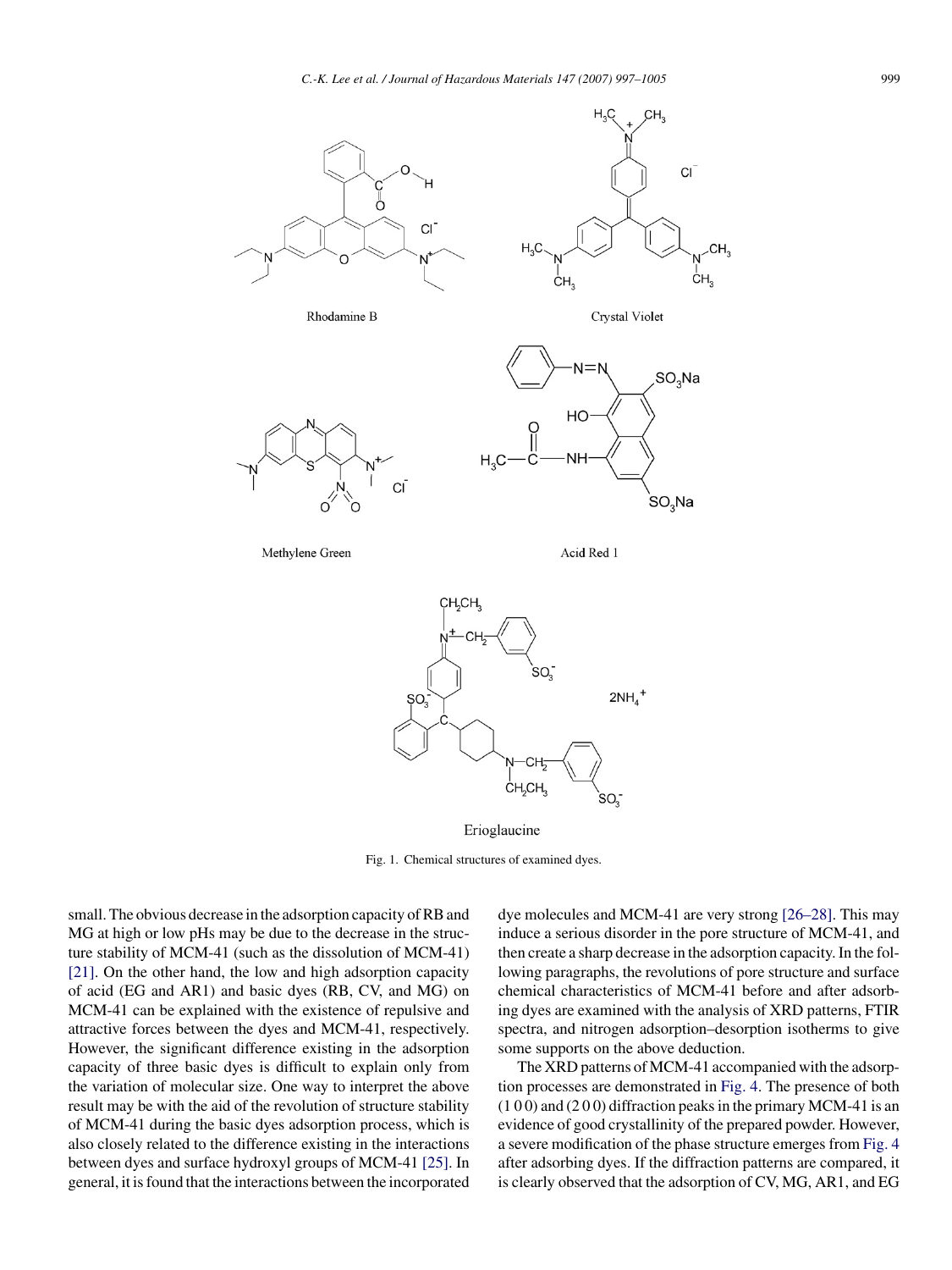Fig. 1. Chemical structures of examined dyes.

small. The obvious decrease in the adsorption capacity of RB and MG at high or low pHs may be due to the decrease in the structure stability of MCM-41 (such as the dissolution of MCM-41) [21]. On the other hand, the low and high adsorption capacity of acid (EG and AR1) and basic dyes (RB, CV, and MG) on MCM-41 can be explained with the existence of repulsive and attractive forces between the dyes and MCM-41, respectively. However, the significant difference existing in the adsorption capacity of three basic dyes is difficult to explain only from the variation of molecular size. One way to interpret the above result may be with the aid of the revolution of structure stability of MCM-41 during the basic dyes adsorption process, which is also closely related to the difference existing in the interactions between dyes and surface hydroxyl groups of MCM-41 [25]. In general, it is found that the interactions between the incorporated dye molecules and MCM-41 are very strong [26–28]. This may induce a serious disorder in the pore structure of MCM-41, and then create a sharp decrease in the adsorption capacity. In the following paragraphs, the revolutions of pore structure and surface chemical characteristics of MCM-41 before and after adsorbing dyes are examined with the analysis of XRD patterns, FTIR spectra, and nitrogen adsorption–desorption isotherms to give some supports on the above deduction.

The XRD patterns of MCM-41 accompanied with the adsorption processes are demonstrated in Fig. 4. The presence of both (1 0 0) and (2 0 0) diffraction peaks in the primary MCM-41 is an evidence of good crystallinity of the prepared powder. However, a severe modification of the phase structure emerges from Fig. 4 after adsorbing dyes. If the diffraction patterns are compared, it is clearly observed that the adsorption of CV, MG, AR1, and EG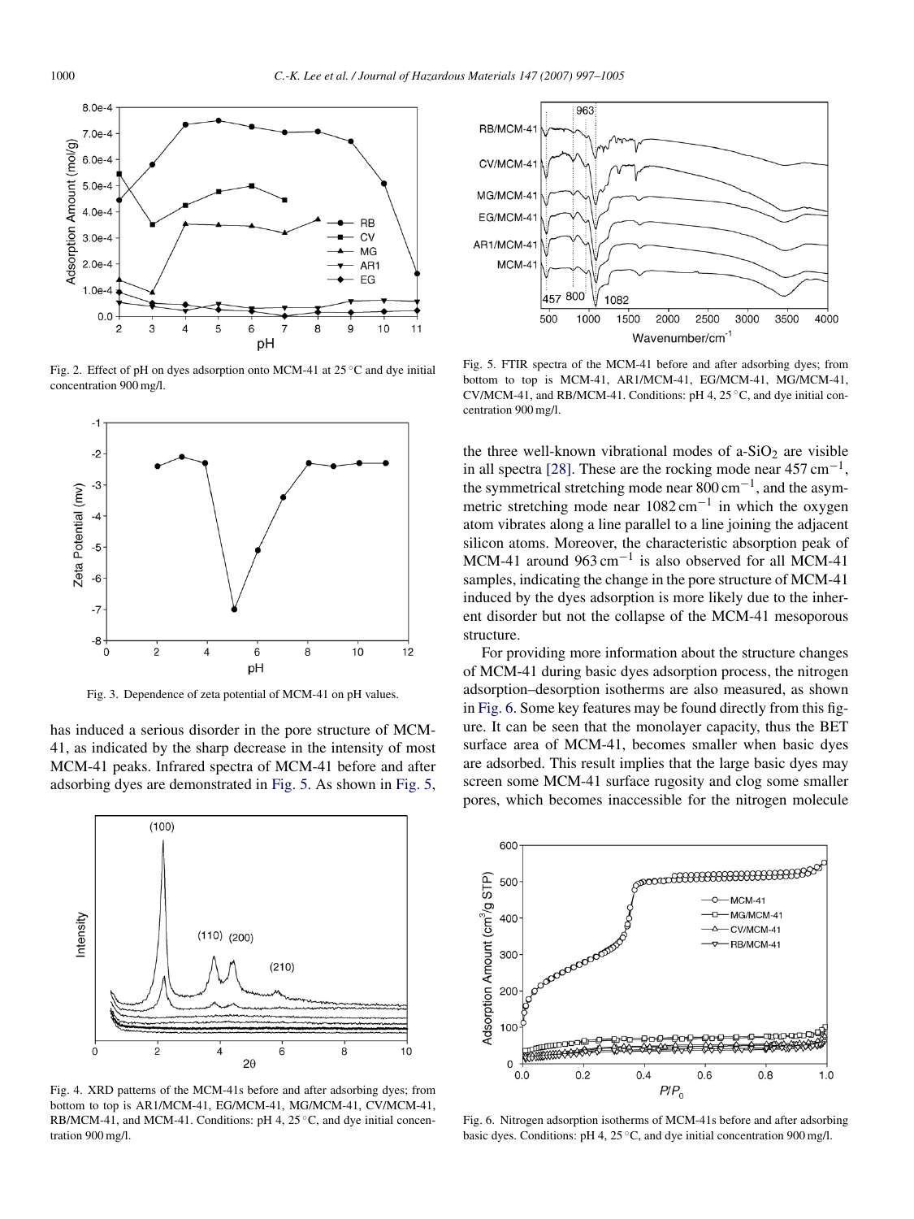Fig. 2. Effect of pH on dyes adsorption onto MCM-41 at 25 °C and dye initial concentration 900 mg/l.

Fig. 3. Dependence of zeta potential of MCM-41 on pH values.

has induced a serious disorder in the pore structure of MCM-41, as indicated by the sharp decrease in the intensity of most MCM-41 peaks. Infrared spectra of MCM-41 before and after adsorbing dyes are demonstrated in Fig. 5. As shown in Fig. 5, the three well-known vibrational modes of a-$SiO_2$ are visible in all spectra [28]. These are the rocking mode near 457 $cm^{-1}$, the symmetrical stretching mode near 800 $cm^{-1}$, and the asymmetric stretching mode near 1082 $cm^{-1}$ in which the oxygen atom vibrates along a line parallel to a line joining the adjacent silicon atoms. Moreover, the characteristic absorption peak of MCM-41 around 963 $cm^{-1}$ is also observed for all MCM-41 samples, indicating the change in the pore structure of MCM-41 induced by the dyes adsorption is more likely due to the inherent disorder but not the collapse of the MCM-41 mesoporous structure.

Fig. 4. XRD patterns of the MCM-41s before and after adsorbing dyes; from bottom to top is AR1/MCM-41, EG/MCM-41, MG/MCM-41, CV/MCM-41, RB/MCM-41, and MCM-41. Conditions: pH 4, 25 °C, and dye initial concentration 900 mg/l.

Fig. 5. FTIR spectra of the MCM-41 before and after adsorbing dyes; from bottom to top is MCM-41, AR1/MCM-41, EG/MCM-41, MG/MCM-41, CV/MCM-41, and RB/MCM-41. Conditions: pH 4, 25 °C, and dye initial concentration 900 mg/l.

For providing more information about the structure changes of MCM-41 during basic dyes adsorption process, the nitrogen adsorption–desorption isotherms are also measured, as shown in Fig. 6. Some key features may be found directly from this figure. It can be seen that the monolayer capacity, thus the BET surface area of MCM-41, becomes smaller when basic dyes are adsorbed. This result implies that the large basic dyes may screen some MCM-41 surface rugosity and clog some smaller pores, which becomes inaccessible for the nitrogen molecule

Fig. 6. Nitrogen adsorption isotherms of MCM-41s before and after adsorbing basic dyes. Conditions: pH 4, 25 °C, and dye initial concentration 900 mg/l.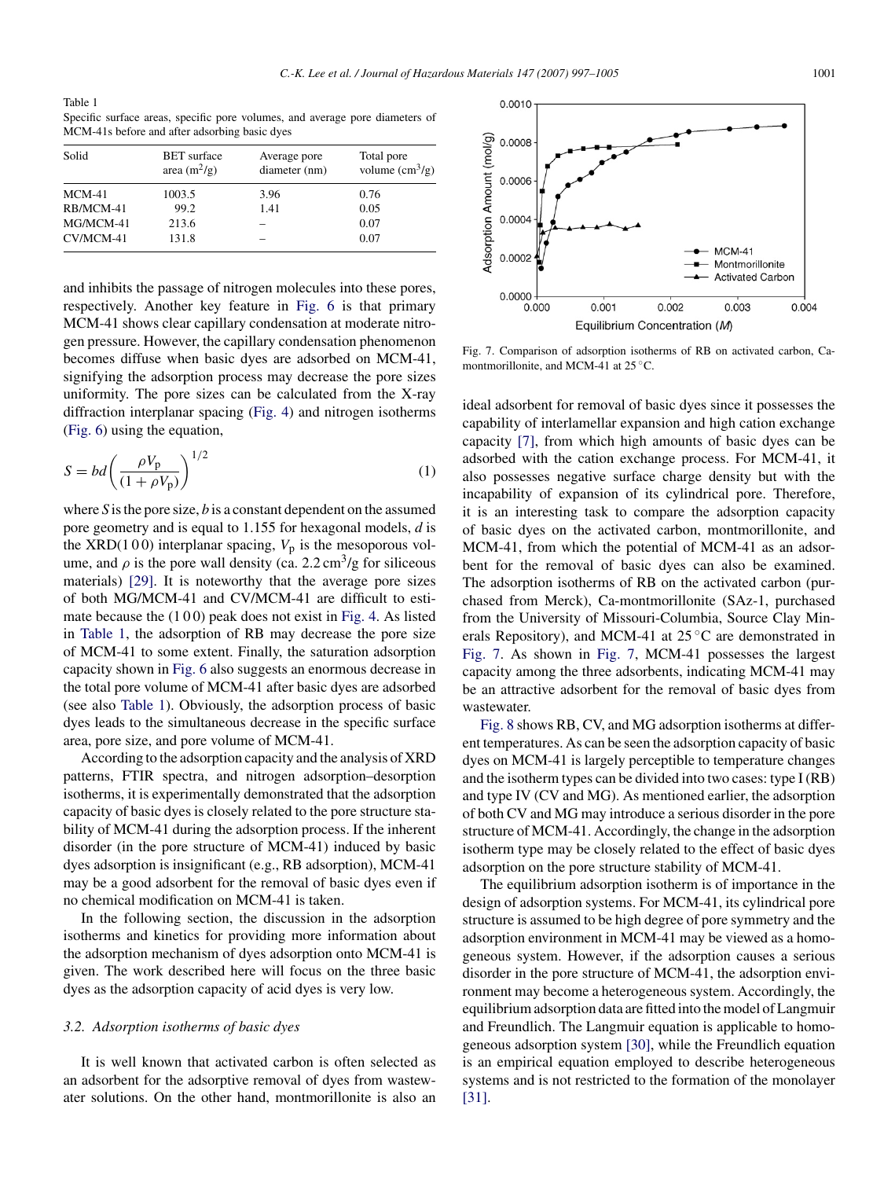Table 1
Specific surface areas, specific pore volumes, and average pore diameters of MCM-41s before and after adsorbing basic dyes

| Solid | BET surface area ($m^2$/g) | Average pore diameter (nm) | Total pore volume ($cm^3$/g) |
|---|---|---|---|
| MCM-41 | 1003.5 | 3.96 | 0.76 |
| RB/MCM-41 | 99.2 | 1.41 | 0.05 |
| MG/MCM-41 | 213.6 | – | 0.07 |
| CV/MCM-41 | 131.8 | – | 0.07 |

and inhibits the passage of nitrogen molecules into these pores, respectively. Another key feature in Fig. 6 is that primary MCM-41 shows clear capillary condensation at moderate nitrogen pressure. However, the capillary condensation phenomenon becomes diffuse when basic dyes are adsorbed on MCM-41, signifying the adsorption process may decrease the pore sizes uniformity. The pore sizes can be calculated from the X-ray diffraction interplanar spacing (Fig. 4) and nitrogen isotherms (Fig. 6) using the equation,

$$S = bd\left(\frac{\rho V_p}{(1+\rho V_p)}\right)^{1/2} \quad (1)$$

where $S$ is the pore size, $b$ is a constant dependent on the assumed pore geometry and is equal to 1.155 for hexagonal models, $d$ is the XRD(1 0 0) interplanar spacing, $V_p$ is the mesoporous volume, and $\rho$ is the pore wall density (ca. 2.2 $cm^3$/g for siliceous materials) [29]. It is noteworthy that the average pore sizes of both MG/MCM-41 and CV/MCM-41 are difficult to estimate because the (1 0 0) peak does not exist in Fig. 4. As listed in Table 1, the adsorption of RB may decrease the pore size of MCM-41 to some extent. Finally, the saturation adsorption capacity shown in Fig. 6 also suggests an enormous decrease in the total pore volume of MCM-41 after basic dyes are adsorbed (see also Table 1). Obviously, the adsorption process of basic dyes leads to the simultaneous decrease in the specific surface area, pore size, and pore volume of MCM-41.

According to the adsorption capacity and the analysis of XRD patterns, FTIR spectra, and nitrogen adsorption–desorption isotherms, it is experimentally demonstrated that the adsorption capacity of basic dyes is closely related to the pore structure stability of MCM-41 during the adsorption process. If the inherent disorder (in the pore structure of MCM-41) induced by basic dyes adsorption is insignificant (e.g., RB adsorption), MCM-41 may be a good adsorbent for the removal of basic dyes even if no chemical modification on MCM-41 is taken.

In the following section, the discussion in the adsorption isotherms and kinetics for providing more information about the adsorption mechanism of dyes adsorption onto MCM-41 is given. The work described here will focus on the three basic dyes as the adsorption capacity of acid dyes is very low.

### 3.2. Adsorption isotherms of basic dyes

It is well known that activated carbon is often selected as an adsorbent for the adsorptive removal of dyes from wastewater solutions. On the other hand, montmorillonite is also an ideal adsorbent for removal of basic dyes since it possesses the capability of interlamellar expansion and high cation exchange capacity [7], from which high amounts of basic dyes can be adsorbed with the cation exchange process. For MCM-41, it also possesses negative surface charge density but with the incapability of expansion of its cylindrical pore. Therefore, it is an interesting task to compare the adsorption capacity of basic dyes on the activated carbon, montmorillonite, and MCM-41, from which the potential of MCM-41 as an adsorbent for the removal of basic dyes can also be examined. The adsorption isotherms of RB on the activated carbon (purchased from Merck), Ca-montmorillonite (SAz-1, purchased from the University of Missouri-Columbia, Source Clay Minerals Repository), and MCM-41 at 25 °C are demonstrated in Fig. 7. As shown in Fig. 7, MCM-41 possesses the largest capacity among the three adsorbents, indicating MCM-41 may be an attractive adsorbent for the removal of basic dyes from wastewater.

Fig. 7. Comparison of adsorption isotherms of RB on activated carbon, Ca-montmorillonite, and MCM-41 at 25 °C.

Fig. 8 shows RB, CV, and MG adsorption isotherms at different temperatures. As can be seen the adsorption capacity of basic dyes on MCM-41 is largely perceptible to temperature changes and the isotherm types can be divided into two cases: type I (RB) and type IV (CV and MG). As mentioned earlier, the adsorption of both CV and MG may introduce a serious disorder in the pore structure of MCM-41. Accordingly, the change in the adsorption isotherm type may be closely related to the effect of basic dyes adsorption on the pore structure stability of MCM-41.

The equilibrium adsorption isotherm is of importance in the design of adsorption systems. For MCM-41, its cylindrical pore structure is assumed to be high degree of pore symmetry and the adsorption environment in MCM-41 may be viewed as a homogeneous system. However, if the adsorption causes a serious disorder in the pore structure of MCM-41, the adsorption environment may become a heterogeneous system. Accordingly, the equilibrium adsorption data are fitted into the model of Langmuir and Freundlich. The Langmuir equation is applicable to homogeneous adsorption system [30], while the Freundlich equation is an empirical equation employed to describe heterogeneous systems and is not restricted to the formation of the monolayer [31].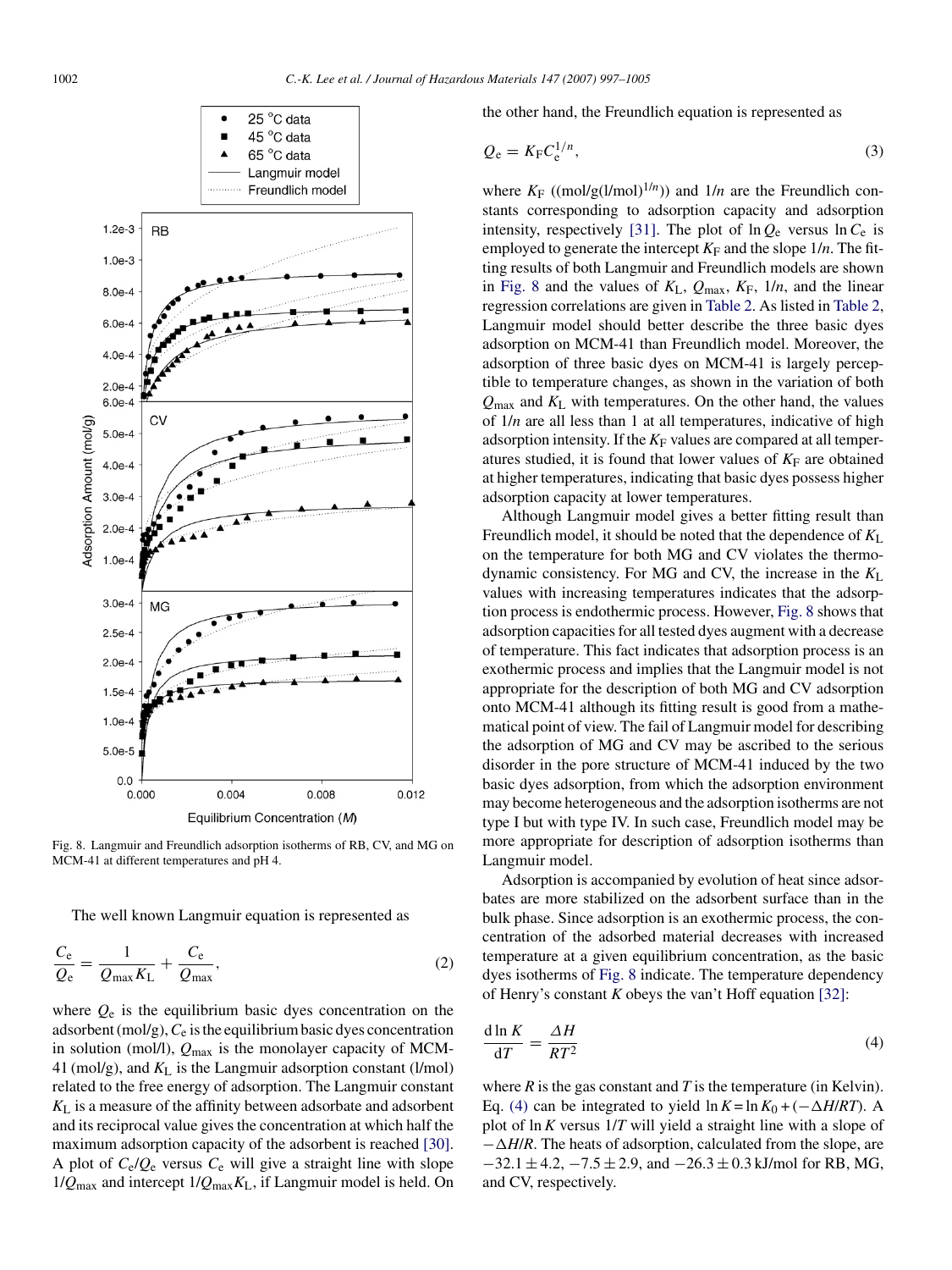Fig. 8. Langmuir and Freundlich adsorption isotherms of RB, CV, and MG on MCM-41 at different temperatures and pH 4.

The well known Langmuir equation is represented as

$$\frac{C_e}{Q_e} = \frac{1}{Q_{max}K_L} + \frac{C_e}{Q_{max}}, \tag{2}$$

where $Q_e$ is the equilibrium basic dyes concentration on the adsorbent (mol/g), $C_e$ is the equilibrium basic dyes concentration in solution (mol/l), $Q_{max}$ is the monolayer capacity of MCM-41 (mol/g), and $K_L$ is the Langmuir adsorption constant (l/mol) related to the free energy of adsorption. The Langmuir constant $K_L$ is a measure of the affinity between adsorbate and adsorbent and its reciprocal value gives the concentration at which half the maximum adsorption capacity of the adsorbent is reached [30]. A plot of $C_e/Q_e$ versus $C_e$ will give a straight line with slope $1/Q_{max}$ and intercept $1/Q_{max}K_L$, if Langmuir model is held. On the other hand, the Freundlich equation is represented as

$$Q_e = K_F C_e^{1/n}, \tag{3}$$

where $K_F$ ((mol/g(l/mol)$^{1/n}$)) and $1/n$ are the Freundlich constants corresponding to adsorption capacity and adsorption intensity, respectively [31]. The plot of $\ln Q_e$ versus $\ln C_e$ is employed to generate the intercept $K_F$ and the slope $1/n$. The fitting results of both Langmuir and Freundlich models are shown in Fig. 8 and the values of $K_L$, $Q_{max}$, $K_F$, $1/n$, and the linear regression correlations are given in Table 2. As listed in Table 2, Langmuir model should better describe the three basic dyes adsorption on MCM-41 than Freundlich model. Moreover, the adsorption of three basic dyes on MCM-41 is largely perceptible to temperature changes, as shown in the variation of both $Q_{max}$ and $K_L$ with temperatures. On the other hand, the values of $1/n$ are all less than 1 at all temperatures, indicative of high adsorption intensity. If the $K_F$ values are compared at all temperatures studied, it is found that lower values of $K_F$ are obtained at higher temperatures, indicating that basic dyes possess higher adsorption capacity at lower temperatures.

Although Langmuir model gives a better fitting result than Freundlich model, it should be noted that the dependence of $K_L$ on the temperature for both MG and CV violates the thermodynamic consistency. For MG and CV, the increase in the $K_L$ values with increasing temperatures indicates that the adsorption process is endothermic process. However, Fig. 8 shows that adsorption capacities for all tested dyes augment with a decrease of temperature. This fact indicates that adsorption process is an exothermic process and implies that the Langmuir model is not appropriate for the description of both MG and CV adsorption onto MCM-41 although its fitting result is good from a mathematical point of view. The fail of Langmuir model for describing the adsorption of MG and CV may be ascribed to the serious disorder in the pore structure of MCM-41 induced by the two basic dyes adsorption, from which the adsorption environment may become heterogeneous and the adsorption isotherms are not type I but with type IV. In such case, Freundlich model may be more appropriate for description of adsorption isotherms than Langmuir model.

Adsorption is accompanied by evolution of heat since adsorbates are more stabilized on the adsorbent surface than in the bulk phase. Since adsorption is an exothermic process, the concentration of the adsorbed material decreases with increased temperature at a given equilibrium concentration, as the basic dyes isotherms of Fig. 8 indicate. The temperature dependency of Henry's constant $K$ obeys the van't Hoff equation [32]:

$$\frac{d\ln K}{dT} = \frac{\Delta H}{RT^2} \tag{4}$$

where $R$ is the gas constant and $T$ is the temperature (in Kelvin). Eq. (4) can be integrated to yield $\ln K = \ln K_0 + (-\Delta H/RT)$. A plot of $\ln K$ versus $1/T$ will yield a straight line with a slope of $-\Delta H/R$. The heats of adsorption, calculated from the slope, are $-32.1 \pm 4.2$, $-7.5 \pm 2.9$, and $-26.3 \pm 0.3$ kJ/mol for RB, MG, and CV, respectively.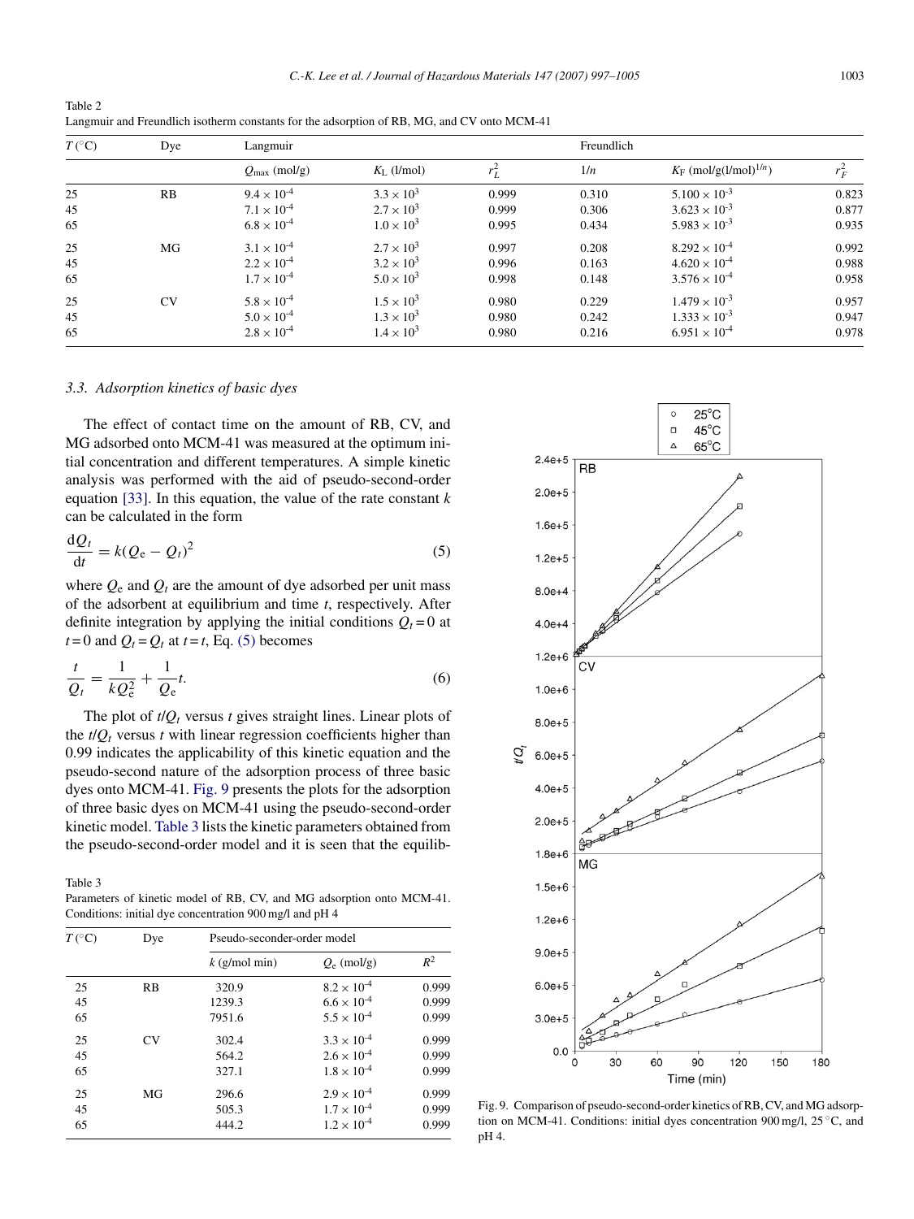Table 2
Langmuir and Freundlich isotherm constants for the adsorption of RB, MG, and CV onto MCM-41

| $T$ (°C) | Dye | Langmuir | | | Freundlich | | |
|---|---|---|---|---|---|---|---|
| | | $Q_{max}$ (mol/g) | $K_L$ (l/mol) | $r_L^2$ | $1/n$ | $K_F$ (mol/g(l/mol)$^{1/n}$) | $r_F^2$ |
| 25 | RB | $9.4 \times 10^{-4}$ | $3.3 \times 10^{3}$ | 0.999 | 0.310 | $5.100 \times 10^{-3}$ | 0.823 |
| 45 | | $7.1 \times 10^{-4}$ | $2.7 \times 10^{3}$ | 0.999 | 0.306 | $3.623 \times 10^{-3}$ | 0.877 |
| 65 | | $6.8 \times 10^{-4}$ | $1.0 \times 10^{3}$ | 0.995 | 0.434 | $5.983 \times 10^{-3}$ | 0.935 |
| 25 | MG | $3.1 \times 10^{-4}$ | $2.7 \times 10^{3}$ | 0.997 | 0.208 | $8.292 \times 10^{-4}$ | 0.992 |
| 45 | | $2.2 \times 10^{-4}$ | $3.2 \times 10^{3}$ | 0.996 | 0.163 | $4.620 \times 10^{-4}$ | 0.988 |
| 65 | | $1.7 \times 10^{-4}$ | $5.0 \times 10^{3}$ | 0.998 | 0.148 | $3.576 \times 10^{-4}$ | 0.958 |
| 25 | CV | $5.8 \times 10^{-4}$ | $1.5 \times 10^{3}$ | 0.980 | 0.229 | $1.479 \times 10^{-3}$ | 0.957 |
| 45 | | $5.0 \times 10^{-4}$ | $1.3 \times 10^{3}$ | 0.980 | 0.242 | $1.333 \times 10^{-3}$ | 0.947 |
| 65 | | $2.8 \times 10^{-4}$ | $1.4 \times 10^{3}$ | 0.980 | 0.216 | $6.951 \times 10^{-4}$ | 0.978 |

### 3.3. Adsorption kinetics of basic dyes

The effect of contact time on the amount of RB, CV, and MG adsorbed onto MCM-41 was measured at the optimum initial concentration and different temperatures. A simple kinetic analysis was performed with the aid of pseudo-second-order equation [33]. In this equation, the value of the rate constant $k$ can be calculated in the form

$$\frac{dQ_t}{dt} = k(Q_e - Q_t)^2 \tag{5}$$

where $Q_e$ and $Q_t$ are the amount of dye adsorbed per unit mass of the adsorbent at equilibrium and time $t$, respectively. After definite integration by applying the initial conditions $Q_t = 0$ at $t = 0$ and $Q_t = Q_t$ at $t = t$, Eq. (5) becomes

$$\frac{t}{Q_t} = \frac{1}{kQ_e^2} + \frac{1}{Q_e}t. \tag{6}$$

The plot of $t/Q_t$ versus $t$ gives straight lines. Linear plots of the $t/Q_t$ versus $t$ with linear regression coefficients higher than 0.99 indicates the applicability of this kinetic equation and the pseudo-second nature of the adsorption process of three basic dyes onto MCM-41. Fig. 9 presents the plots for the adsorption of three basic dyes on MCM-41 using the pseudo-second-order kinetic model. Table 3 lists the kinetic parameters obtained from the pseudo-second-order model and it is seen that the equilib-

Table 3
Parameters of kinetic model of RB, CV, and MG adsorption onto MCM-41. Conditions: initial dye concentration 900 mg/l and pH 4

| $T$ (°C) | Dye | Pseudo-seconder-order model | | |
|---|---|---|---|---|
| | | $k$ (g/mol min) | $Q_e$ (mol/g) | $R^2$ |
| 25 | RB | 320.9 | $8.2 \times 10^{-4}$ | 0.999 |
| 45 | | 1239.3 | $6.6 \times 10^{-4}$ | 0.999 |
| 65 | | 7951.6 | $5.5 \times 10^{-4}$ | 0.999 |
| 25 | CV | 302.4 | $3.3 \times 10^{-4}$ | 0.999 |
| 45 | | 564.2 | $2.6 \times 10^{-4}$ | 0.999 |
| 65 | | 327.1 | $1.8 \times 10^{-4}$ | 0.999 |
| 25 | MG | 296.6 | $2.9 \times 10^{-4}$ | 0.999 |
| 45 | | 505.3 | $1.7 \times 10^{-4}$ | 0.999 |
| 65 | | 444.2 | $1.2 \times 10^{-4}$ | 0.999 |

Fig. 9. Comparison of pseudo-second-order kinetics of RB, CV, and MG adsorption on MCM-41. Conditions: initial dyes concentration 900 mg/l, 25 °C, and pH 4.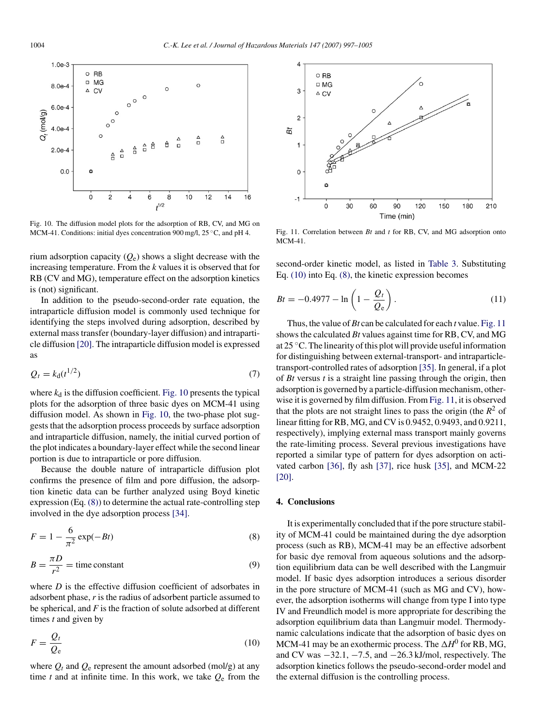Fig. 10. The diffusion model plots for the adsorption of RB, CV, and MG on MCM-41. Conditions: initial dyes concentration 900 mg/l, 25 °C, and pH 4.

Fig. 11. Correlation between $Bt$ and $t$ for RB, CV, and MG adsorption onto MCM-41.

rium adsorption capacity ($Q_e$) shows a slight decrease with the increasing temperature. From the $k$ values it is observed that for RB (CV and MG), temperature effect on the adsorption kinetics is (not) significant.

In addition to the pseudo-second-order rate equation, the intraparticle diffusion model is commonly used technique for identifying the steps involved during adsorption, described by external mass transfer (boundary-layer diffusion) and intraparticle diffusion [20]. The intraparticle diffusion model is expressed as

$$Q_t = k_d(t^{1/2}) \tag{7}$$

where $k_d$ is the diffusion coefficient. Fig. 10 presents the typical plots for the adsorption of three basic dyes on MCM-41 using diffusion model. As shown in Fig. 10, the two-phase plot suggests that the adsorption process proceeds by surface adsorption and intraparticle diffusion, namely, the initial curved portion of the plot indicates a boundary-layer effect while the second linear portion is due to intraparticle or pore diffusion.

Because the double nature of intraparticle diffusion plot confirms the presence of film and pore diffusion, the adsorption kinetic data can be further analyzed using Boyd kinetic expression (Eq. (8)) to determine the actual rate-controlling step involved in the dye adsorption process [34].

$$F = 1 - \frac{6}{\pi^2}\exp(-Bt) \tag{8}$$

$$B = \frac{\pi D}{r^2} = \text{time constant} \tag{9}$$

where $D$ is the effective diffusion coefficient of adsorbates in adsorbent phase, $r$ is the radius of adsorbent particle assumed to be spherical, and $F$ is the fraction of solute adsorbed at different times $t$ and given by

$$F = \frac{Q_t}{Q_e} \tag{10}$$

where $Q_t$ and $Q_e$ represent the amount adsorbed (mol/g) at any time $t$ and at infinite time. In this work, we take $Q_e$ from the second-order kinetic model, as listed in Table 3. Substituting Eq. (10) into Eq. (8), the kinetic expression becomes

$$Bt = -0.4977 - \ln\left(1 - \frac{Q_t}{Q_e}\right). \tag{11}$$

Thus, the value of $Bt$ can be calculated for each $t$ value. Fig. 11 shows the calculated $Bt$ values against time for RB, CV, and MG at 25 °C. The linearity of this plot will provide useful information for distinguishing between external-transport- and intraparticle-transport-controlled rates of adsorption [35]. In general, if a plot of $Bt$ versus $t$ is a straight line passing through the origin, then adsorption is governed by a particle-diffusion mechanism, otherwise it is governed by film diffusion. From Fig. 11, it is observed that the plots are not straight lines to pass the origin (the $R^2$ of linear fitting for RB, MG, and CV is 0.9452, 0.9493, and 0.9211, respectively), implying external mass transport mainly governs the rate-limiting process. Several previous investigations have reported a similar type of pattern for dyes adsorption on activated carbon [36], fly ash [37], rice husk [35], and MCM-22 [20].

## 4. Conclusions

It is experimentally concluded that if the pore structure stability of MCM-41 could be maintained during the dye adsorption process (such as RB), MCM-41 may be an effective adsorbent for basic dye removal from aqueous solutions and the adsorption equilibrium data can be well described with the Langmuir model. If basic dyes adsorption introduces a serious disorder in the pore structure of MCM-41 (such as MG and CV), however, the adsorption isotherms will change from type I into type IV and Freundlich model is more appropriate for describing the adsorption equilibrium data than Langmuir model. Thermodynamic calculations indicate that the adsorption of basic dyes on MCM-41 may be an exothermic process. The $\Delta H^0$ for RB, MG, and CV was −32.1, −7.5, and −26.3 kJ/mol, respectively. The adsorption kinetics follows the pseudo-second-order model and the external diffusion is the controlling process.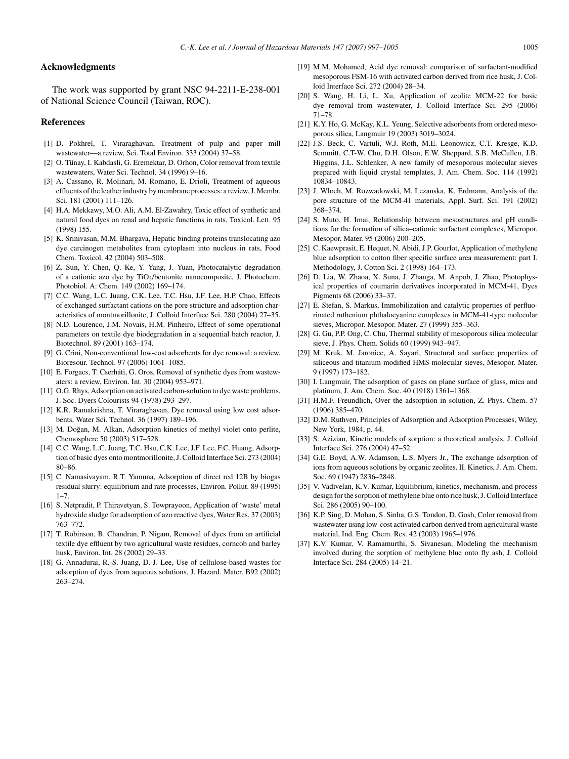## Acknowledgments

The work was supported by grant NSC 94-2211-E-238-001 of National Science Council (Taiwan, ROC).

## References

[1] D. Pokhrel, T. Viraraghavan, Treatment of pulp and paper mill wastewater—a review, Sci. Total Environ. 333 (2004) 37–58.

[2] O. Tünay, I. Kabdasli, G. Eremektar, D. Orhon, Color removal from textile wastewaters, Water Sci. Technol. 34 (1996) 9–16.

[3] A. Cassano, R. Molinari, M. Romano, E. Drioli, Treatment of aqueous effluents of the leather industry by membrane processes: a review, J. Membr. Sci. 181 (2001) 111–126.

[4] H.A. Mekkawy, M.O. Ali, A.M. El-Zawahry, Toxic effect of synthetic and natural food dyes on renal and hepatic functions in rats, Toxicol. Lett. 95 (1998) 155.

[5] K. Srinivasan, M.M. Bhargava, Hepatic binding proteins translocating azo dye carcinogen metabolites from cytoplasm into nucleus in rats, Food Chem. Toxicol. 42 (2004) 503–508.

[6] Z. Sun, Y. Chen, Q. Ke, Y. Yang, J. Yuan, Photocatalytic degradation of a cationic azo dye by $TiO_2$/bentonite nanocomposite, J. Photochem. Photobiol. A: Chem. 149 (2002) 169–174.

[7] C.C. Wang, L.C. Juang, C.K. Lee, T.C. Hsu, J.F. Lee, H.P. Chao, Effects of exchanged surfactant cations on the pore structure and adsorption characteristics of montmorillonite, J. Colloid Interface Sci. 280 (2004) 27–35.

[8] N.D. Lourenco, J.M. Novais, H.M. Pinheiro, Effect of some operational parameters on textile dye biodegradation in a sequential batch reactor, J. Biotechnol. 89 (2001) 163–174.

[9] G. Crini, Non-conventional low-cost adsorbents for dye removal: a review, Bioresour. Technol. 97 (2006) 1061–1085.

[10] E. Forgacs, T. Cserháti, G. Oros, Removal of synthetic dyes from wastewaters: a review, Environ. Int. 30 (2004) 953–971.

[11] O.G. Rhys, Adsorption on activated carbon-solution to dye waste problems, J. Soc. Dyers Colourists 94 (1978) 293–297.

[12] K.R. Ramakrishna, T. Viraraghavan, Dye removal using low cost adsorbents, Water Sci. Technol. 36 (1997) 189–196.

[13] M. Doğan, M. Alkan, Adsorption kinetics of methyl violet onto perlite, Chemosphere 50 (2003) 517–528.

[14] C.C. Wang, L.C. Juang, T.C. Hsu, C.K. Lee, J.F. Lee, F.C. Huang, Adsorption of basic dyes onto montmorillonite, J. Colloid Interface Sci. 273 (2004) 80–86.

[15] C. Namasivayam, R.T. Yamuna, Adsorption of direct red 12B by biogas residual slurry: equilibrium and rate processes, Environ. Pollut. 89 (1995) 1–7.

[16] S. Netpradit, P. Thiravetyan, S. Towprayoon, Application of 'waste' metal hydroxide sludge for adsorption of azo reactive dyes, Water Res. 37 (2003) 763–772.

[17] T. Robinson, B. Chandran, P. Nigam, Removal of dyes from an artificial textile dye effluent by two agricultural waste residues, corncob and barley husk, Environ. Int. 28 (2002) 29–33.

[18] G. Annadurai, R.-S. Juang, D.-J. Lee, Use of cellulose-based wastes for adsorption of dyes from aqueous solutions, J. Hazard. Mater. B92 (2002) 263–274.

[19] M.M. Mohamed, Acid dye removal: comparison of surfactant-modified mesoporous FSM-16 with activated carbon derived from rice husk, J. Colloid Interface Sci. 272 (2004) 28–34.

[20] S. Wang, H. Li, L. Xu, Application of zeolite MCM-22 for basic dye removal from wastewater, J. Colloid Interface Sci. 295 (2006) 71–78.

[21] K.Y. Ho, G. McKay, K.L. Yeung, Selective adsorbents from ordered mesoporous silica, Langmuir 19 (2003) 3019–3024.

[22] J.S. Beck, C. Vartuli, W.J. Roth, M.E. Leonowicz, C.T. Kresge, K.D. Scmmitt, C.T-W. Chu, D.H. Olson, E.W. Sheppard, S.B. McCullen, J.B. Higgins, J.L. Schlenker, A new family of mesoporous molecular sieves prepared with liquid crystal templates, J. Am. Chem. Soc. 114 (1992) 10834–10843.

[23] J. Wloch, M. Rozwadowski, M. Lezanska, K. Erdmann, Analysis of the pore structure of the MCM-41 materials, Appl. Surf. Sci. 191 (2002) 368–374.

[24] S. Muto, H. Imai, Relationship between mesostructures and pH conditions for the formation of silica–cationic surfactant complexes, Micropor. Mesopor. Mater. 95 (2006) 200–205.

[25] C. Kaewprasit, E. Hequet, N. Abidi, J.P. Gourlot, Application of methylene blue adsorption to cotton fiber specific surface area measurement: part I. Methodology, J. Cotton Sci. 2 (1998) 164–173.

[26] D. Lia, W. Zhaoa, X. Suna, J. Zhanga, M. Anpob, J. Zhao, Photophysical properties of coumarin derivatives incorporated in MCM-41, Dyes Pigments 68 (2006) 33–37.

[27] E. Stefan, S. Markus, Immobilization and catalytic properties of perfluorinated ruthenium phthalocyanine complexes in MCM-41-type molecular sieves, Micropor. Mesopor. Mater. 27 (1999) 355–363.

[28] G. Gu, P.P. Ong, C. Chu, Thermal stability of mesoporous silica molecular sieve, J. Phys. Chem. Solids 60 (1999) 943–947.

[29] M. Kruk, M. Jaroniec, A. Sayari, Structural and surface properties of siliceous and titanium-modified HMS molecular sieves, Mesopor. Mater. 9 (1997) 173–182.

[30] I. Langmuir, The adsorption of gases on plane surface of glass, mica and platinum, J. Am. Chem. Soc. 40 (1918) 1361–1368.

[31] H.M.F. Freundlich, Over the adsorption in solution, Z. Phys. Chem. 57 (1906) 385–470.

[32] D.M. Ruthven, Principles of Adsorption and Adsorption Processes, Wiley, New York, 1984, p. 44.

[33] S. Azizian, Kinetic models of sorption: a theoretical analysis, J. Colloid Interface Sci. 276 (2004) 47–52.

[34] G.E. Boyd, A.W. Adamson, L.S. Myers Jr., The exchange adsorption of ions from aqueous solutions by organic zeolites. II. Kinetics, J. Am. Chem. Soc. 69 (1947) 2836–2848.

[35] V. Vadivelan, K.V. Kumar, Equilibrium, kinetics, mechanism, and process design for the sorption of methylene blue onto rice husk, J. Colloid Interface Sci. 286 (2005) 90–100.

[36] K.P. Sing, D. Mohan, S. Sinha, G.S. Tondon, D. Gosh, Color removal from wastewater using low-cost activated carbon derived from agricultural waste material, Ind. Eng. Chem. Res. 42 (2003) 1965–1976.

[37] K.V. Kumar, V. Ramamurthi, S. Sivanesan, Modeling the mechanism involved during the sorption of methylene blue onto fly ash, J. Colloid Interface Sci. 284 (2005) 14–21.